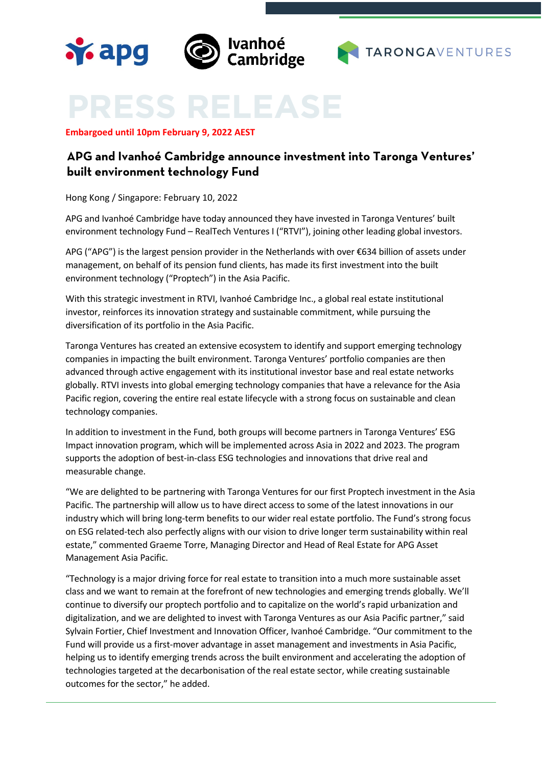# PRESS RELEASE

**Embargoed until 10pm February 9, 2022 AEST**

## APG and Ivanhoé Cambridge announce investment into Taronga Ventures' built environment technology Fund

Hong Kong / Singapore: February 10, 2022

APG and Ivanhoé Cambridge have today announced they have invested in Taronga Ventures' built environment technology Fund – RealTech Ventures I ("RTVI"), joining other leading global investors.

APG ("APG") is the largest pension provider in the Netherlands with over €634 billion of assets under management, on behalf of its pension fund clients, has made its first investment into the built environment technology ("Proptech") in the Asia Pacific.

With this strategic investment in RTVI, Ivanhoé Cambridge Inc., a global real estate institutional investor, reinforces its innovation strategy and sustainable commitment, while pursuing the diversification of its portfolio in the Asia Pacific.

Taronga Ventures has created an extensive ecosystem to identify and support emerging technology companies in impacting the built environment. Taronga Ventures' portfolio companies are then advanced through active engagement with its institutional investor base and real estate networks globally. RTVI invests into global emerging technology companies that have a relevance for the Asia Pacific region, covering the entire real estate lifecycle with a strong focus on sustainable and clean technology companies.

In addition to investment in the Fund, both groups will become partners in Taronga Ventures' ESG Impact innovation program, which will be implemented across Asia in 2022 and 2023. The program supports the adoption of best-in-class ESG technologies and innovations that drive real and measurable change.

"We are delighted to be partnering with Taronga Ventures for our first Proptech investment in the Asia Pacific. The partnership will allow us to have direct access to some of the latest innovations in our industry which will bring long-term benefits to our wider real estate portfolio. The Fund's strong focus on ESG related-tech also perfectly aligns with our vision to drive longer term sustainability within real estate," commented Graeme Torre, Managing Director and Head of Real Estate for APG Asset Management Asia Pacific.

"Technology is a major driving force for real estate to transition into a much more sustainable asset class and we want to remain at the forefront of new technologies and emerging trends globally. We'll continue to diversify our proptech portfolio and to capitalize on the world's rapid urbanization and digitalization, and we are delighted to invest with Taronga Ventures as our Asia Pacific partner," said Sylvain Fortier, Chief Investment and Innovation Officer, Ivanhoé Cambridge. "Our commitment to the Fund will provide us a first-mover advantage in asset management and investments in Asia Pacific, helping us to identify emerging trends across the built environment and accelerating the adoption of technologies targeted at the decarbonisation of the real estate sector, while creating sustainable outcomes for the sector," he added.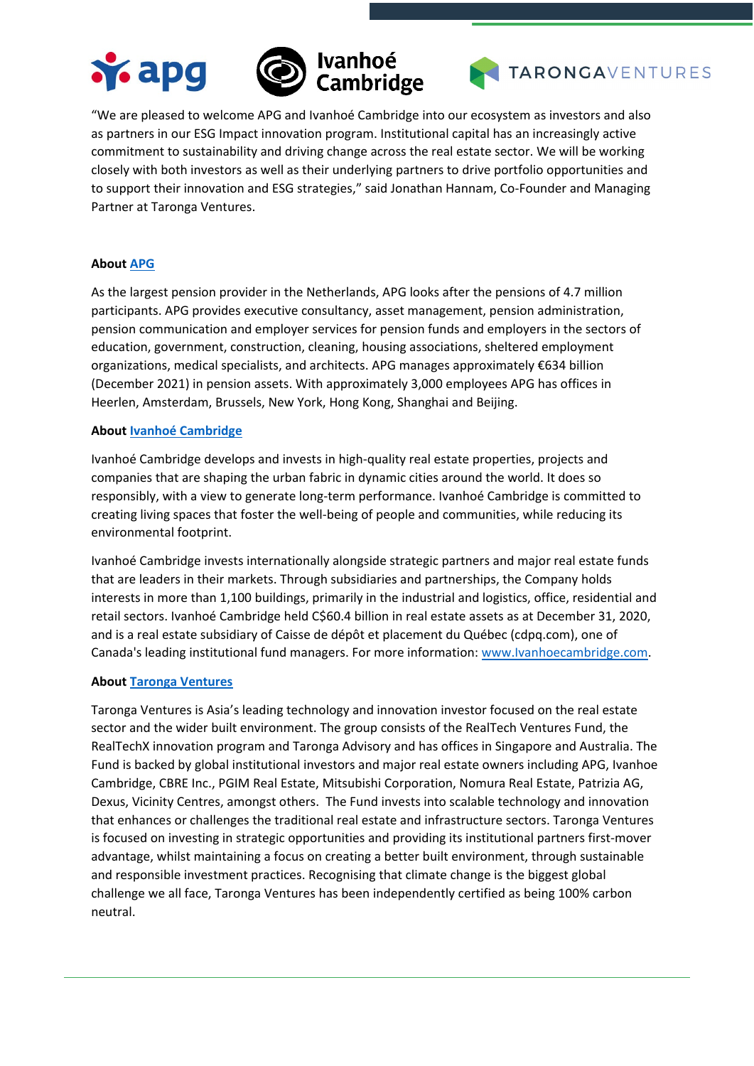"We are pleased to welcome APG and Ivanhoé Cambridge into our ecosystem as investors and also as partners in our ESG Impact innovation program. Institutional capital has an increasingly active commitment to sustainability and driving change across the real estate sector. We will be working closely with both investors as well as their underlying partners to drive portfolio opportunities and to support their innovation and ESG strategies," said Jonathan Hannam, Co-Founder and Managing Partner at Taronga Ventures.

**About APG**

As the largest pension provider in the Netherlands, APG looks after the pensions of 4.7 million participants. APG provides executive consultancy, asset management, pension administration, pension communication and employer services for pension funds and employers in the sectors of education, government, construction, cleaning, housing associations, sheltered employment organizations, medical specialists, and architects. APG manages approximately €634 billion (December 2021) in pension assets. With approximately 3,000 employees APG has offices in Heerlen, Amsterdam, Brussels, New York, Hong Kong, Shanghai and Beijing.

**About Ivanhoé Cambridge**

Ivanhoé Cambridge develops and invests in high-quality real estate properties, projects and companies that are shaping the urban fabric in dynamic cities around the world. It does so responsibly, with a view to generate long-term performance. Ivanhoé Cambridge is committed to creating living spaces that foster the well-being of people and communities, while reducing its environmental footprint.

Ivanhoé Cambridge invests internationally alongside strategic partners and major real estate funds that are leaders in their markets. Through subsidiaries and partnerships, the Company holds interests in more than 1,100 buildings, primarily in the industrial and logistics, office, residential and retail sectors. Ivanhoé Cambridge held C$60.4 billion in real estate assets as at December 31, 2020, and is a real estate subsidiary of Caisse de dépôt et placement du Québec (cdpq.com), one of Canada's leading institutional fund managers. For more information: www.Ivanhoecambridge.com.

**About Taronga Ventures**

Taronga Ventures is Asia's leading technology and innovation investor focused on the real estate sector and the wider built environment. The group consists of the RealTech Ventures Fund, the RealTechX innovation program and Taronga Advisory and has offices in Singapore and Australia. The Fund is backed by global institutional investors and major real estate owners including APG, Ivanhoe Cambridge, CBRE Inc., PGIM Real Estate, Mitsubishi Corporation, Nomura Real Estate, Patrizia AG, Dexus, Vicinity Centres, amongst others. The Fund invests into scalable technology and innovation that enhances or challenges the traditional real estate and infrastructure sectors. Taronga Ventures is focused on investing in strategic opportunities and providing its institutional partners first-mover advantage, whilst maintaining a focus on creating a better built environment, through sustainable and responsible investment practices. Recognising that climate change is the biggest global challenge we all face, Taronga Ventures has been independently certified as being 100% carbon neutral.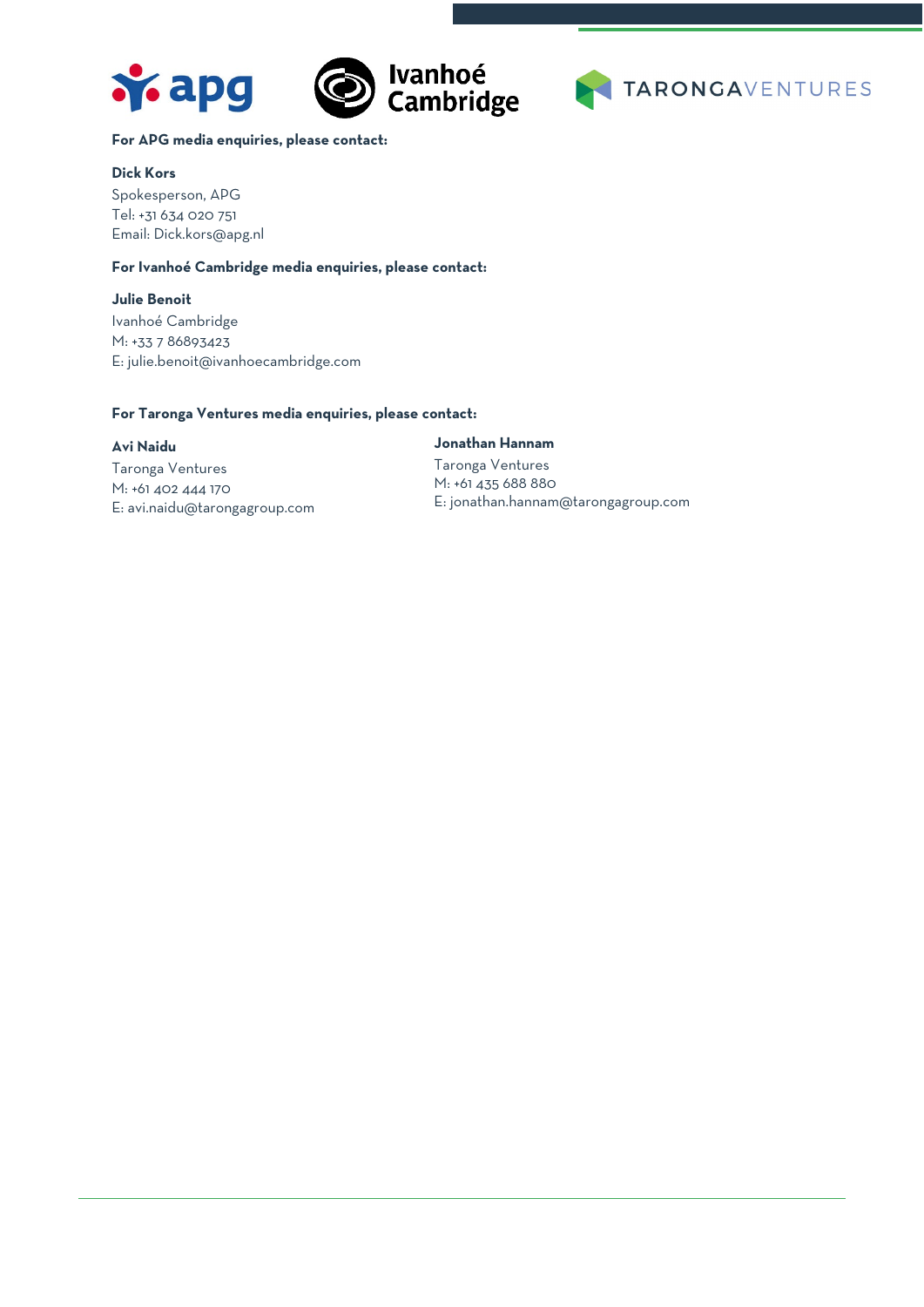**For APG media enquiries, please contact:**

**Dick Kors**
Spokesperson, APG
Tel: +31 634 020 751
Email: Dick.kors@apg.nl

**For Ivanhoé Cambridge media enquiries, please contact:**

**Julie Benoit**
Ivanhoé Cambridge
M: +33 7 86893423
E: julie.benoit@ivanhoecambridge.com

**For Taronga Ventures media enquiries, please contact:**

**Avi Naidu**
Taronga Ventures
M: +61 402 444 170
E: avi.naidu@tarongagroup.com

**Jonathan Hannam**
Taronga Ventures
M: +61 435 688 880
E: jonathan.hannam@tarongagroup.com